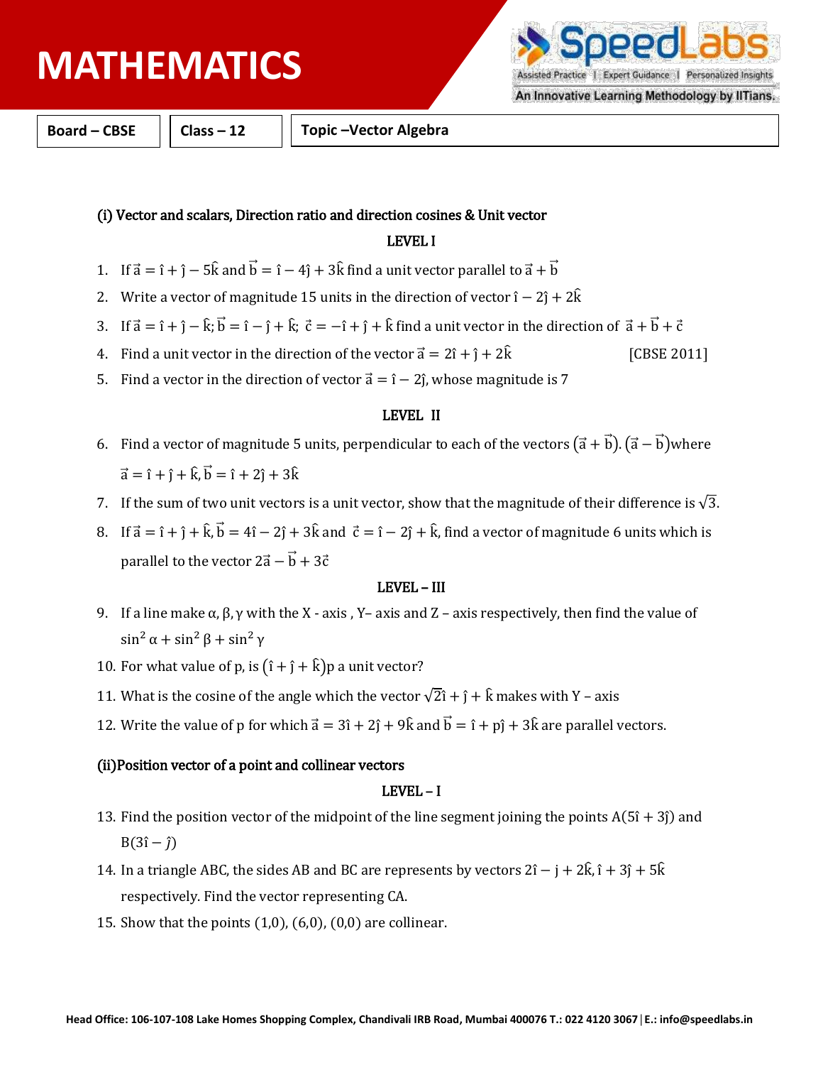# MATHEMATICS

| Board – CBSE | Class – 12 | Topic –Vector Algebra |
|---|---|---|

### (i) Vector and scalars, Direction ratio and direction cosines & Unit vector

**LEVEL I**

1. If $\vec{a} = \hat{\imath} + \hat{\jmath} - 5\hat{k}$ and $\vec{b} = \hat{\imath} - 4\hat{\jmath} + 3\hat{k}$ find a unit vector parallel to $\vec{a} + \vec{b}$
2. Write a vector of magnitude 15 units in the direction of vector $\hat{\imath} - 2\hat{\jmath} + 2\hat{k}$
3. If $\vec{a} = \hat{\imath} + \hat{\jmath} - \hat{k}; \vec{b} = \hat{\imath} - \hat{\jmath} + \hat{k}; \ \vec{c} = -\hat{\imath} + \hat{\jmath} + \hat{k}$ find a unit vector in the direction of $\vec{a} + \vec{b} + \vec{c}$
4. Find a unit vector in the direction of the vector $\vec{a} = 2\hat{\imath} + \hat{\jmath} + 2\hat{k}$ [CBSE 2011]
5. Find a vector in the direction of vector $\vec{a} = \hat{\imath} - 2\hat{\jmath}$, whose magnitude is 7

**LEVEL II**

6. Find a vector of magnitude 5 units, perpendicular to each of the vectors $(\vec{a} + \vec{b}).(\vec{a} - \vec{b})$where $\vec{a} = \hat{\imath} + \hat{\jmath} + \hat{k}, \vec{b} = \hat{\imath} + 2\hat{\jmath} + 3\hat{k}$
7. If the sum of two unit vectors is a unit vector, show that the magnitude of their difference is $\sqrt{3}$.
8. If $\vec{a} = \hat{\imath} + \hat{\jmath} + \hat{k}, \vec{b} = 4\hat{\imath} - 2\hat{\jmath} + 3\hat{k}$ and $\vec{c} = \hat{\imath} - 2\hat{\jmath} + \hat{k}$, find a vector of magnitude 6 units which is parallel to the vector $2\vec{a} - \vec{b} + 3\vec{c}$

**LEVEL – III**

9. If a line make α, β, γ with the X - axis , Y– axis and Z – axis respectively, then find the value of $\sin^2\alpha + \sin^2\beta + \sin^2\gamma$
10. For what value of p, is $(\hat{\imath} + \hat{\jmath} + \hat{k})$p a unit vector?
11. What is the cosine of the angle which the vector $\sqrt{2}\hat{\imath} + \hat{\jmath} + \hat{k}$ makes with Y – axis
12. Write the value of p for which $\vec{a} = 3\hat{\imath} + 2\hat{\jmath} + 9\hat{k}$ and $\vec{b} = \hat{\imath} + p\hat{\jmath} + 3\hat{k}$ are parallel vectors.

### (ii)Position vector of a point and collinear vectors

**LEVEL – I**

13. Find the position vector of the midpoint of the line segment joining the points $A(5\hat{\imath} + 3\hat{\jmath})$ and $B(3\hat{\imath} - \hat{\jmath})$
14. In a triangle ABC, the sides AB and BC are represents by vectors $2\hat{\imath} - j + 2\hat{k}, \hat{\imath} + 3\hat{\jmath} + 5\hat{k}$ respectively. Find the vector representing CA.
15. Show that the points (1,0), (6,0), (0,0) are collinear.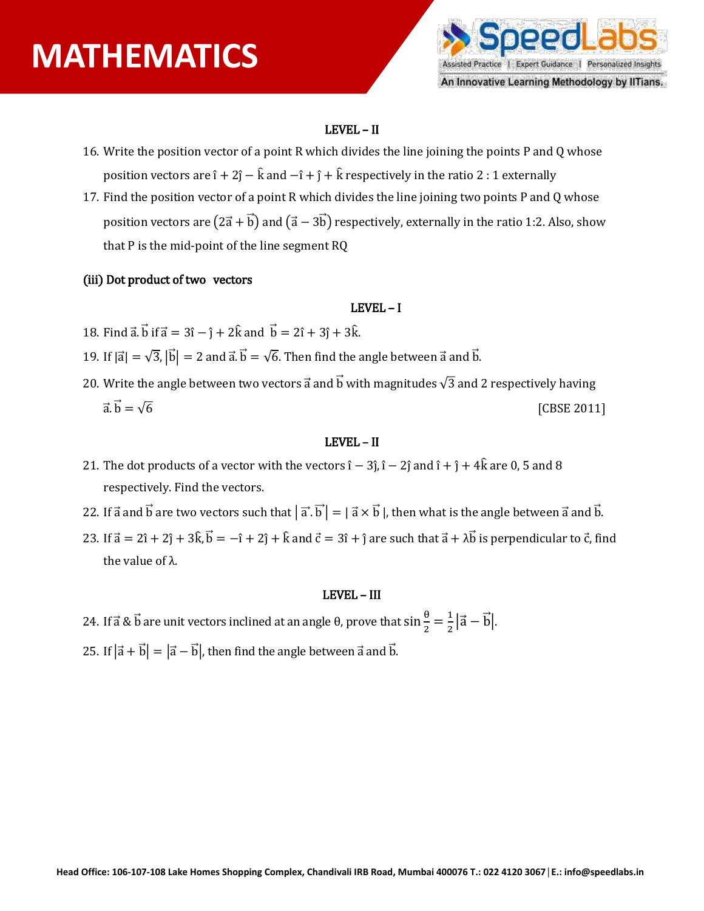### LEVEL – II

16. Write the position vector of a point R which divides the line joining the points P and Q whose position vectors are $\hat{\imath} + 2\hat{\jmath} - \hat{k}$ and $-\hat{\imath} + \hat{\jmath} + \hat{k}$ respectively in the ratio 2 : 1 externally
17. Find the position vector of a point R which divides the line joining two points P and Q whose position vectors are $(2\vec{a} + \vec{b})$ and $(\vec{a} - 3\vec{b})$ respectively, externally in the ratio 1:2. Also, show that P is the mid-point of the line segment RQ

### (iii) Dot product of two vectors

### LEVEL – I

18. Find $\vec{a}.\vec{b}$ if $\vec{a} = 3\hat{\imath} - \hat{\jmath} + 2\hat{k}$ and $\vec{b} = 2\hat{\imath} + 3\hat{\jmath} + 3\hat{k}$.
19. If $|\vec{a}| = \sqrt{3}, |\vec{b}| = 2$ and $\vec{a}.\vec{b} = \sqrt{6}$. Then find the angle between $\vec{a}$ and $\vec{b}$.
20. Write the angle between two vectors $\vec{a}$ and $\vec{b}$ with magnitudes $\sqrt{3}$ and 2 respectively having $\vec{a}.\vec{b} = \sqrt{6}$ [CBSE 2011]

### LEVEL – II

21. The dot products of a vector with the vectors $\hat{\imath} - 3\hat{\jmath}$, $\hat{\imath} - 2\hat{\jmath}$ and $\hat{\imath} + \hat{\jmath} + 4\hat{k}$ are 0, 5 and 8 respectively. Find the vectors.
22. If $\vec{a}$ and $\vec{b}$ are two vectors such that $|\vec{a}.\vec{b}| = |\vec{a} \times \vec{b}|$, then what is the angle between $\vec{a}$ and $\vec{b}$.
23. If $\vec{a} = 2\hat{\imath} + 2\hat{\jmath} + 3\hat{k}, \vec{b} = -\hat{\imath} + 2\hat{\jmath} + \hat{k}$ and $\vec{c} = 3\hat{\imath} + \hat{\jmath}$ are such that $\vec{a} + \lambda\vec{b}$ is perpendicular to $\vec{c}$, find the value of $\lambda$.

### LEVEL – III

24. If $\vec{a}$ & $\vec{b}$ are unit vectors inclined at an angle $\theta$, prove that $\sin\frac{\theta}{2} = \frac{1}{2}|\vec{a} - \vec{b}|$.
25. If $|\vec{a} + \vec{b}| = |\vec{a} - \vec{b}|$, then find the angle between $\vec{a}$ and $\vec{b}$.